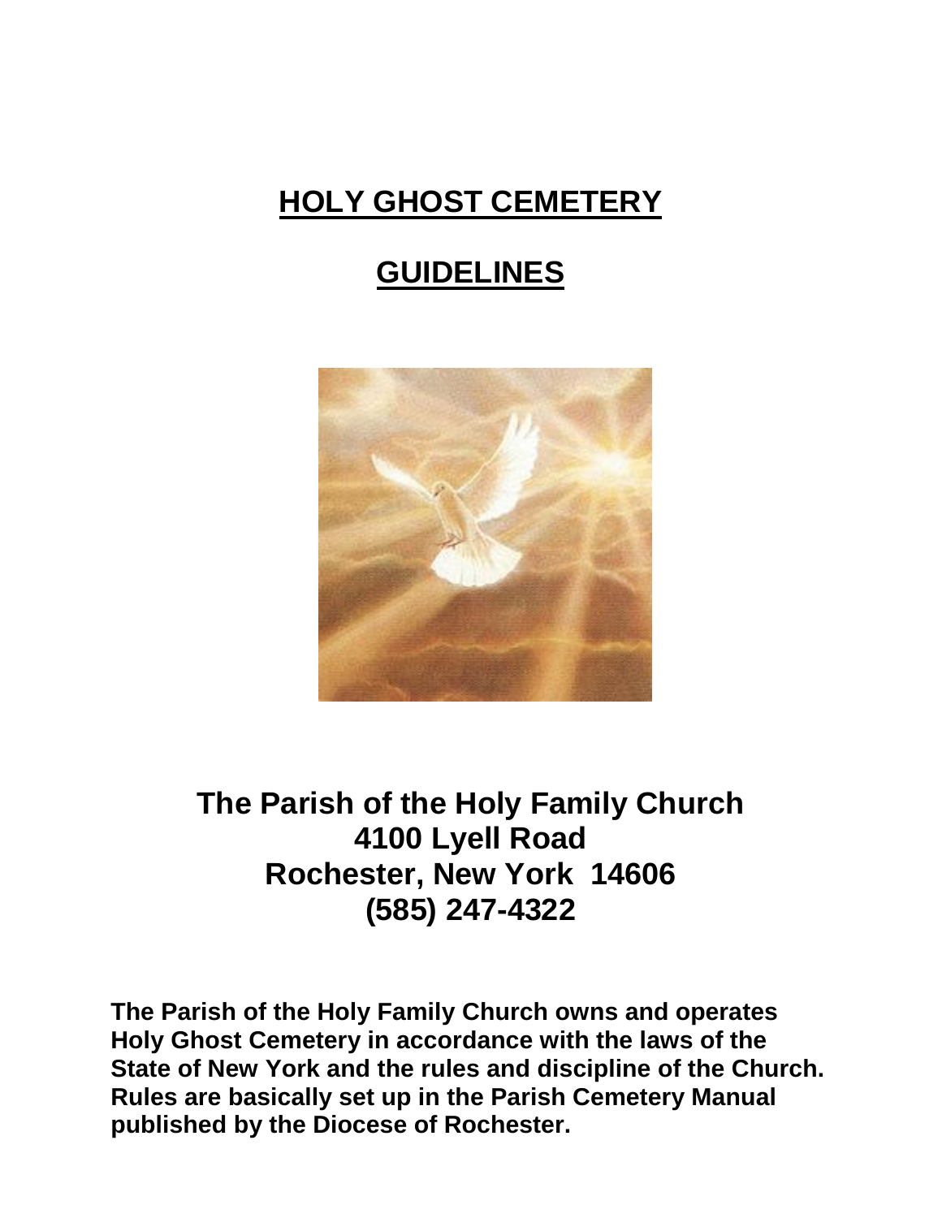# HOLY GHOST CEMETERY

# GUIDELINES

**The Parish of the Holy Family Church**
**4100 Lyell Road**
**Rochester, New York 14606**
**(585) 247-4322**

**The Parish of the Holy Family Church owns and operates Holy Ghost Cemetery in accordance with the laws of the State of New York and the rules and discipline of the Church. Rules are basically set up in the Parish Cemetery Manual published by the Diocese of Rochester.**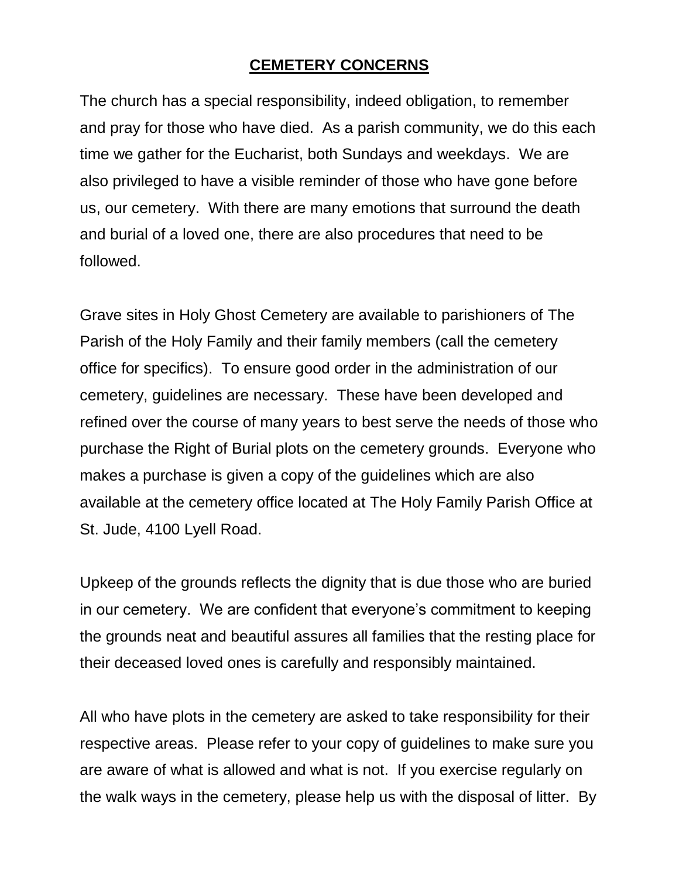## CEMETERY CONCERNS

The church has a special responsibility, indeed obligation, to remember and pray for those who have died. As a parish community, we do this each time we gather for the Eucharist, both Sundays and weekdays. We are also privileged to have a visible reminder of those who have gone before us, our cemetery. With there are many emotions that surround the death and burial of a loved one, there are also procedures that need to be followed.

Grave sites in Holy Ghost Cemetery are available to parishioners of The Parish of the Holy Family and their family members (call the cemetery office for specifics). To ensure good order in the administration of our cemetery, guidelines are necessary. These have been developed and refined over the course of many years to best serve the needs of those who purchase the Right of Burial plots on the cemetery grounds. Everyone who makes a purchase is given a copy of the guidelines which are also available at the cemetery office located at The Holy Family Parish Office at St. Jude, 4100 Lyell Road.

Upkeep of the grounds reflects the dignity that is due those who are buried in our cemetery. We are confident that everyone's commitment to keeping the grounds neat and beautiful assures all families that the resting place for their deceased loved ones is carefully and responsibly maintained.

All who have plots in the cemetery are asked to take responsibility for their respective areas. Please refer to your copy of guidelines to make sure you are aware of what is allowed and what is not. If you exercise regularly on the walk ways in the cemetery, please help us with the disposal of litter. By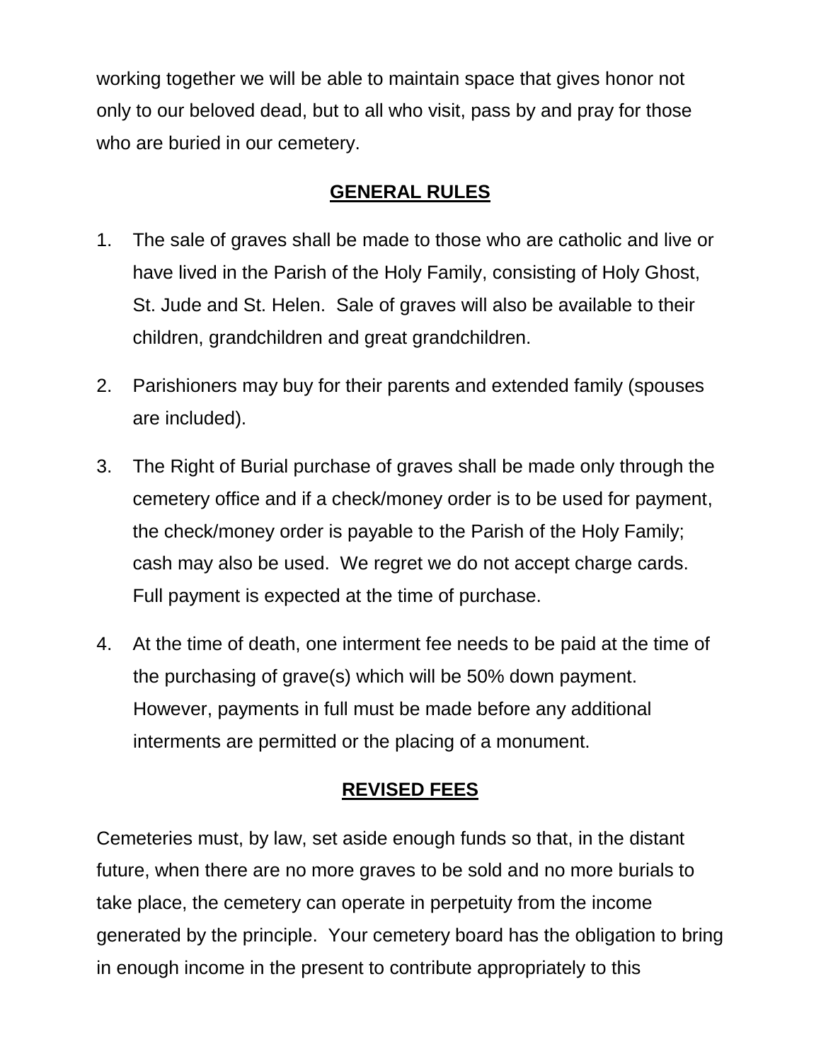working together we will be able to maintain space that gives honor not only to our beloved dead, but to all who visit, pass by and pray for those who are buried in our cemetery.

## GENERAL RULES

1. The sale of graves shall be made to those who are catholic and live or have lived in the Parish of the Holy Family, consisting of Holy Ghost, St. Jude and St. Helen. Sale of graves will also be available to their children, grandchildren and great grandchildren.

2. Parishioners may buy for their parents and extended family (spouses are included).

3. The Right of Burial purchase of graves shall be made only through the cemetery office and if a check/money order is to be used for payment, the check/money order is payable to the Parish of the Holy Family; cash may also be used. We regret we do not accept charge cards. Full payment is expected at the time of purchase.

4. At the time of death, one interment fee needs to be paid at the time of the purchasing of grave(s) which will be 50% down payment. However, payments in full must be made before any additional interments are permitted or the placing of a monument.

## REVISED FEES

Cemeteries must, by law, set aside enough funds so that, in the distant future, when there are no more graves to be sold and no more burials to take place, the cemetery can operate in perpetuity from the income generated by the principle. Your cemetery board has the obligation to bring in enough income in the present to contribute appropriately to this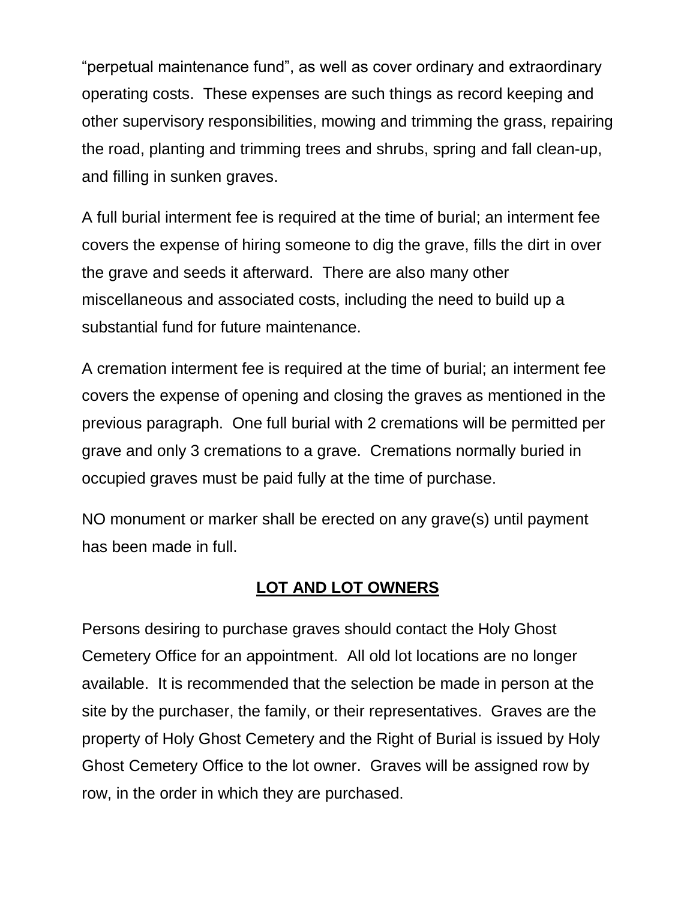“perpetual maintenance fund”, as well as cover ordinary and extraordinary operating costs.  These expenses are such things as record keeping and other supervisory responsibilities, mowing and trimming the grass, repairing the road, planting and trimming trees and shrubs, spring and fall clean-up, and filling in sunken graves.

A full burial interment fee is required at the time of burial; an interment fee covers the expense of hiring someone to dig the grave, fills the dirt in over the grave and seeds it afterward.  There are also many other miscellaneous and associated costs, including the need to build up a substantial fund for future maintenance.

A cremation interment fee is required at the time of burial; an interment fee covers the expense of opening and closing the graves as mentioned in the previous paragraph.  One full burial with 2 cremations will be permitted per grave and only 3 cremations to a grave.  Cremations normally buried in occupied graves must be paid fully at the time of purchase.

NO monument or marker shall be erected on any grave(s) until payment has been made in full.

## LOT AND LOT OWNERS

Persons desiring to purchase graves should contact the Holy Ghost Cemetery Office for an appointment.  All old lot locations are no longer available.  It is recommended that the selection be made in person at the site by the purchaser, the family, or their representatives.  Graves are the property of Holy Ghost Cemetery and the Right of Burial is issued by Holy Ghost Cemetery Office to the lot owner.  Graves will be assigned row by row, in the order in which they are purchased.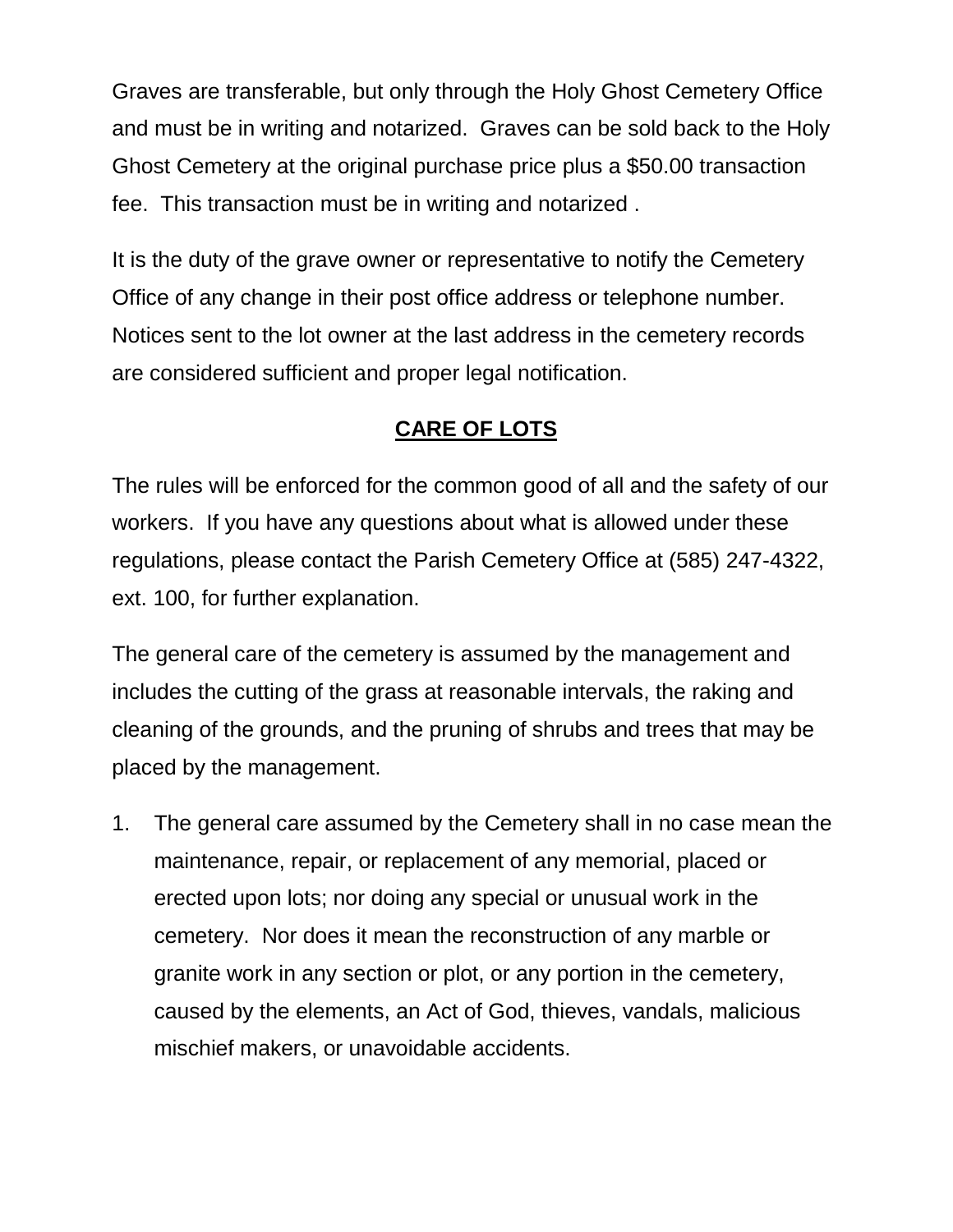Graves are transferable, but only through the Holy Ghost Cemetery Office and must be in writing and notarized. Graves can be sold back to the Holy Ghost Cemetery at the original purchase price plus a $50.00 transaction fee. This transaction must be in writing and notarized .

It is the duty of the grave owner or representative to notify the Cemetery Office of any change in their post office address or telephone number. Notices sent to the lot owner at the last address in the cemetery records are considered sufficient and proper legal notification.

## CARE OF LOTS

The rules will be enforced for the common good of all and the safety of our workers. If you have any questions about what is allowed under these regulations, please contact the Parish Cemetery Office at (585) 247-4322, ext. 100, for further explanation.

The general care of the cemetery is assumed by the management and includes the cutting of the grass at reasonable intervals, the raking and cleaning of the grounds, and the pruning of shrubs and trees that may be placed by the management.

1. The general care assumed by the Cemetery shall in no case mean the maintenance, repair, or replacement of any memorial, placed or erected upon lots; nor doing any special or unusual work in the cemetery. Nor does it mean the reconstruction of any marble or granite work in any section or plot, or any portion in the cemetery, caused by the elements, an Act of God, thieves, vandals, malicious mischief makers, or unavoidable accidents.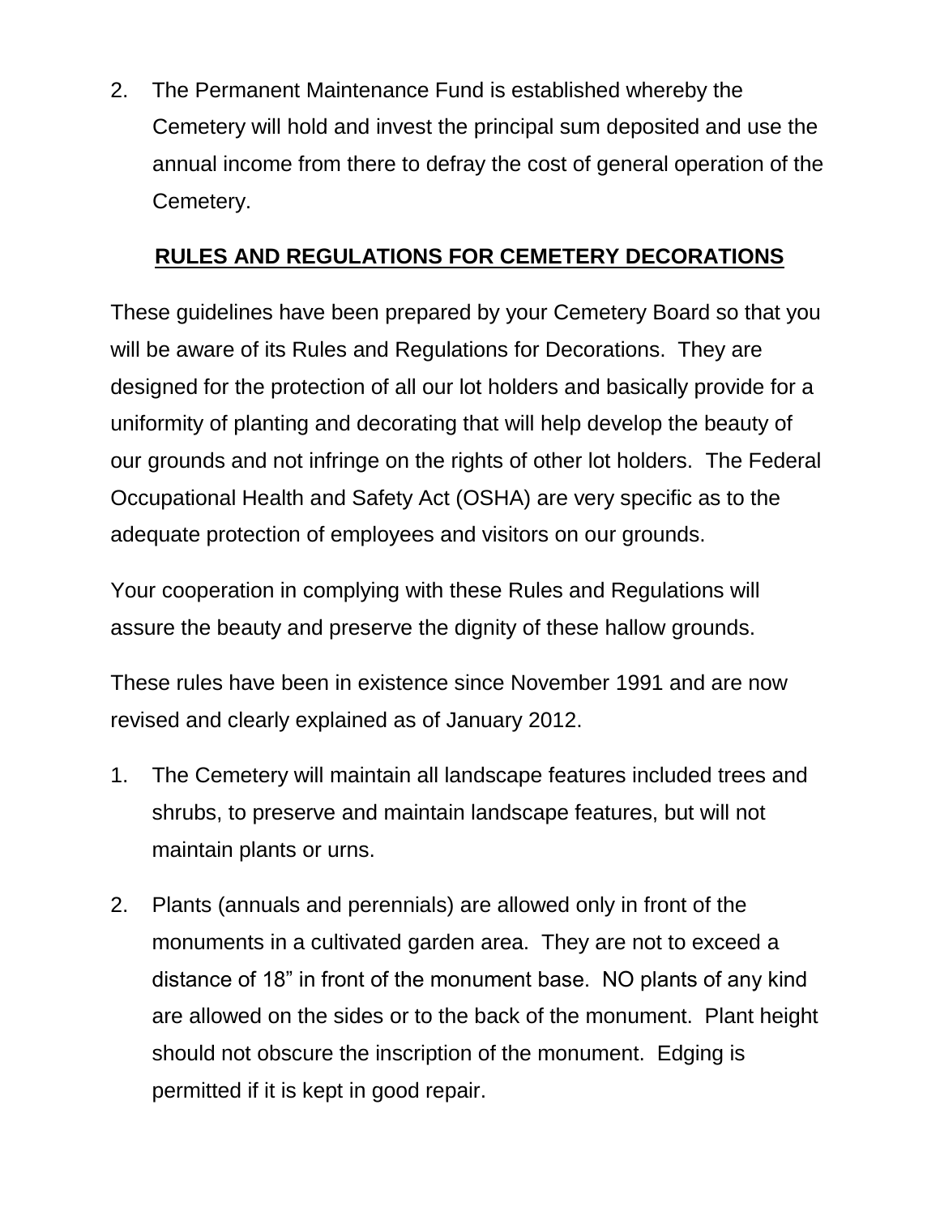2. The Permanent Maintenance Fund is established whereby the Cemetery will hold and invest the principal sum deposited and use the annual income from there to defray the cost of general operation of the Cemetery.

## **RULES AND REGULATIONS FOR CEMETERY DECORATIONS**

These guidelines have been prepared by your Cemetery Board so that you will be aware of its Rules and Regulations for Decorations. They are designed for the protection of all our lot holders and basically provide for a uniformity of planting and decorating that will help develop the beauty of our grounds and not infringe on the rights of other lot holders. The Federal Occupational Health and Safety Act (OSHA) are very specific as to the adequate protection of employees and visitors on our grounds.

Your cooperation in complying with these Rules and Regulations will assure the beauty and preserve the dignity of these hallow grounds.

These rules have been in existence since November 1991 and are now revised and clearly explained as of January 2012.

1. The Cemetery will maintain all landscape features included trees and shrubs, to preserve and maintain landscape features, but will not maintain plants or urns.
2. Plants (annuals and perennials) are allowed only in front of the monuments in a cultivated garden area. They are not to exceed a distance of 18" in front of the monument base. NO plants of any kind are allowed on the sides or to the back of the monument. Plant height should not obscure the inscription of the monument. Edging is permitted if it is kept in good repair.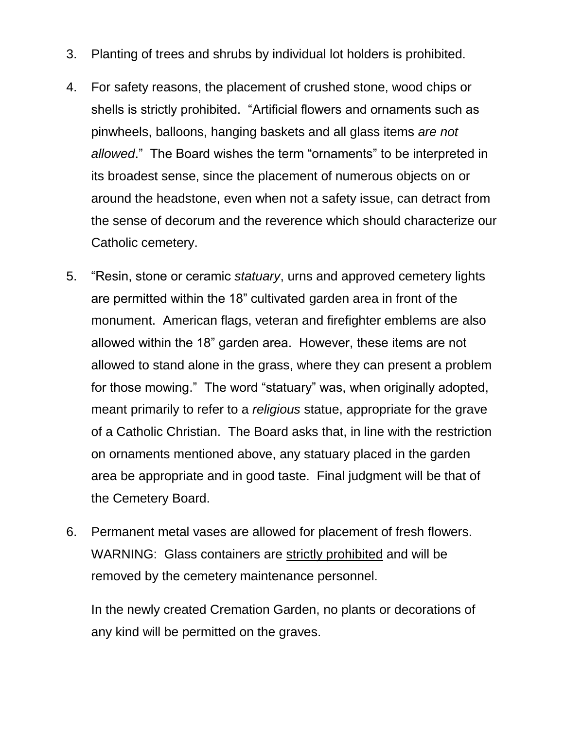3. Planting of trees and shrubs by individual lot holders is prohibited.

4. For safety reasons, the placement of crushed stone, wood chips or shells is strictly prohibited. "Artificial flowers and ornaments such as pinwheels, balloons, hanging baskets and all glass items *are not allowed*." The Board wishes the term "ornaments" to be interpreted in its broadest sense, since the placement of numerous objects on or around the headstone, even when not a safety issue, can detract from the sense of decorum and the reverence which should characterize our Catholic cemetery.

5. "Resin, stone or ceramic *statuary*, urns and approved cemetery lights are permitted within the 18" cultivated garden area in front of the monument. American flags, veteran and firefighter emblems are also allowed within the 18" garden area. However, these items are not allowed to stand alone in the grass, where they can present a problem for those mowing." The word "statuary" was, when originally adopted, meant primarily to refer to a *religious* statue, appropriate for the grave of a Catholic Christian. The Board asks that, in line with the restriction on ornaments mentioned above, any statuary placed in the garden area be appropriate and in good taste. Final judgment will be that of the Cemetery Board.

6. Permanent metal vases are allowed for placement of fresh flowers. WARNING: Glass containers are <u>strictly prohibited</u> and will be removed by the cemetery maintenance personnel.

   In the newly created Cremation Garden, no plants or decorations of any kind will be permitted on the graves.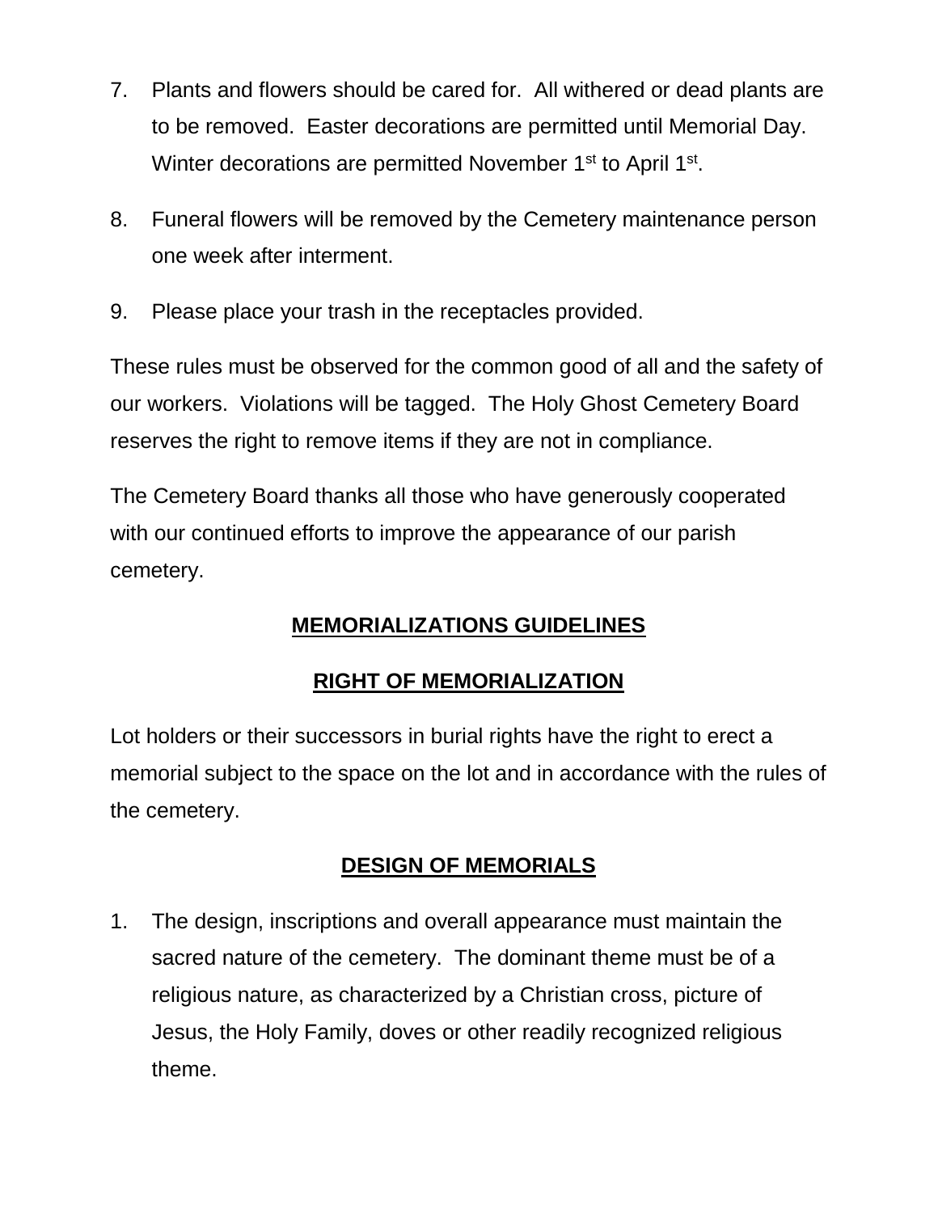7. Plants and flowers should be cared for. All withered or dead plants are to be removed. Easter decorations are permitted until Memorial Day. Winter decorations are permitted November 1st to April 1st.

8. Funeral flowers will be removed by the Cemetery maintenance person one week after interment.

9. Please place your trash in the receptacles provided.

These rules must be observed for the common good of all and the safety of our workers. Violations will be tagged. The Holy Ghost Cemetery Board reserves the right to remove items if they are not in compliance.

The Cemetery Board thanks all those who have generously cooperated with our continued efforts to improve the appearance of our parish cemetery.

## MEMORIALIZATIONS GUIDELINES

### RIGHT OF MEMORIALIZATION

Lot holders or their successors in burial rights have the right to erect a memorial subject to the space on the lot and in accordance with the rules of the cemetery.

### DESIGN OF MEMORIALS

1. The design, inscriptions and overall appearance must maintain the sacred nature of the cemetery. The dominant theme must be of a religious nature, as characterized by a Christian cross, picture of Jesus, the Holy Family, doves or other readily recognized religious theme.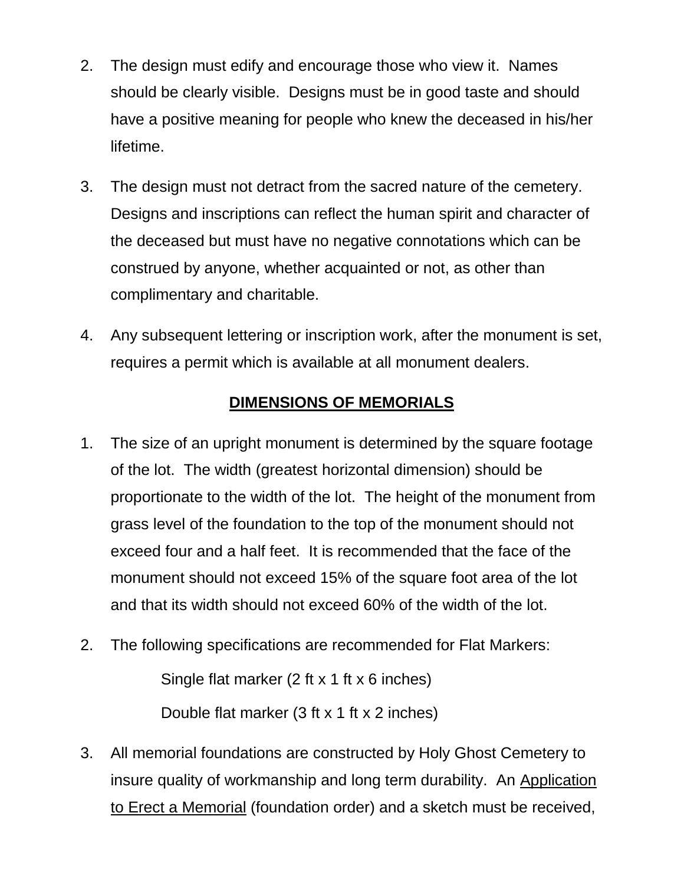2. The design must edify and encourage those who view it. Names should be clearly visible. Designs must be in good taste and should have a positive meaning for people who knew the deceased in his/her lifetime.

3. The design must not detract from the sacred nature of the cemetery. Designs and inscriptions can reflect the human spirit and character of the deceased but must have no negative connotations which can be construed by anyone, whether acquainted or not, as other than complimentary and charitable.

4. Any subsequent lettering or inscription work, after the monument is set, requires a permit which is available at all monument dealers.

## DIMENSIONS OF MEMORIALS

1. The size of an upright monument is determined by the square footage of the lot. The width (greatest horizontal dimension) should be proportionate to the width of the lot. The height of the monument from grass level of the foundation to the top of the monument should not exceed four and a half feet. It is recommended that the face of the monument should not exceed 15% of the square foot area of the lot and that its width should not exceed 60% of the width of the lot.

2. The following specifications are recommended for Flat Markers:

   Single flat marker (2 ft x 1 ft x 6 inches)

   Double flat marker (3 ft x 1 ft x 2 inches)

3. All memorial foundations are constructed by Holy Ghost Cemetery to insure quality of workmanship and long term durability. An <u>Application to Erect a Memorial</u> (foundation order) and a sketch must be received,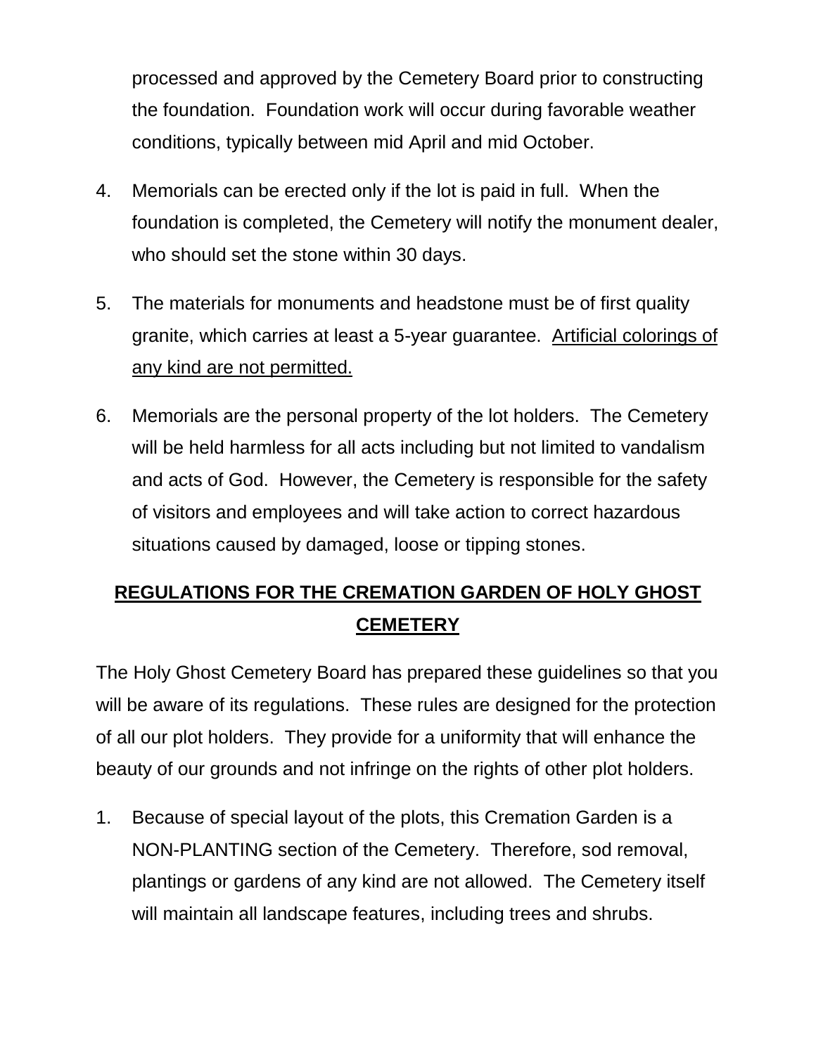processed and approved by the Cemetery Board prior to constructing the foundation. Foundation work will occur during favorable weather conditions, typically between mid April and mid October.

4. Memorials can be erected only if the lot is paid in full. When the foundation is completed, the Cemetery will notify the monument dealer, who should set the stone within 30 days.

5. The materials for monuments and headstone must be of first quality granite, which carries at least a 5-year guarantee. <u>Artificial colorings of any kind are not permitted.</u>

6. Memorials are the personal property of the lot holders. The Cemetery will be held harmless for all acts including but not limited to vandalism and acts of God. However, the Cemetery is responsible for the safety of visitors and employees and will take action to correct hazardous situations caused by damaged, loose or tipping stones.

## REGULATIONS FOR THE CREMATION GARDEN OF HOLY GHOST CEMETERY

The Holy Ghost Cemetery Board has prepared these guidelines so that you will be aware of its regulations. These rules are designed for the protection of all our plot holders. They provide for a uniformity that will enhance the beauty of our grounds and not infringe on the rights of other plot holders.

1. Because of special layout of the plots, this Cremation Garden is a NON-PLANTING section of the Cemetery. Therefore, sod removal, plantings or gardens of any kind are not allowed. The Cemetery itself will maintain all landscape features, including trees and shrubs.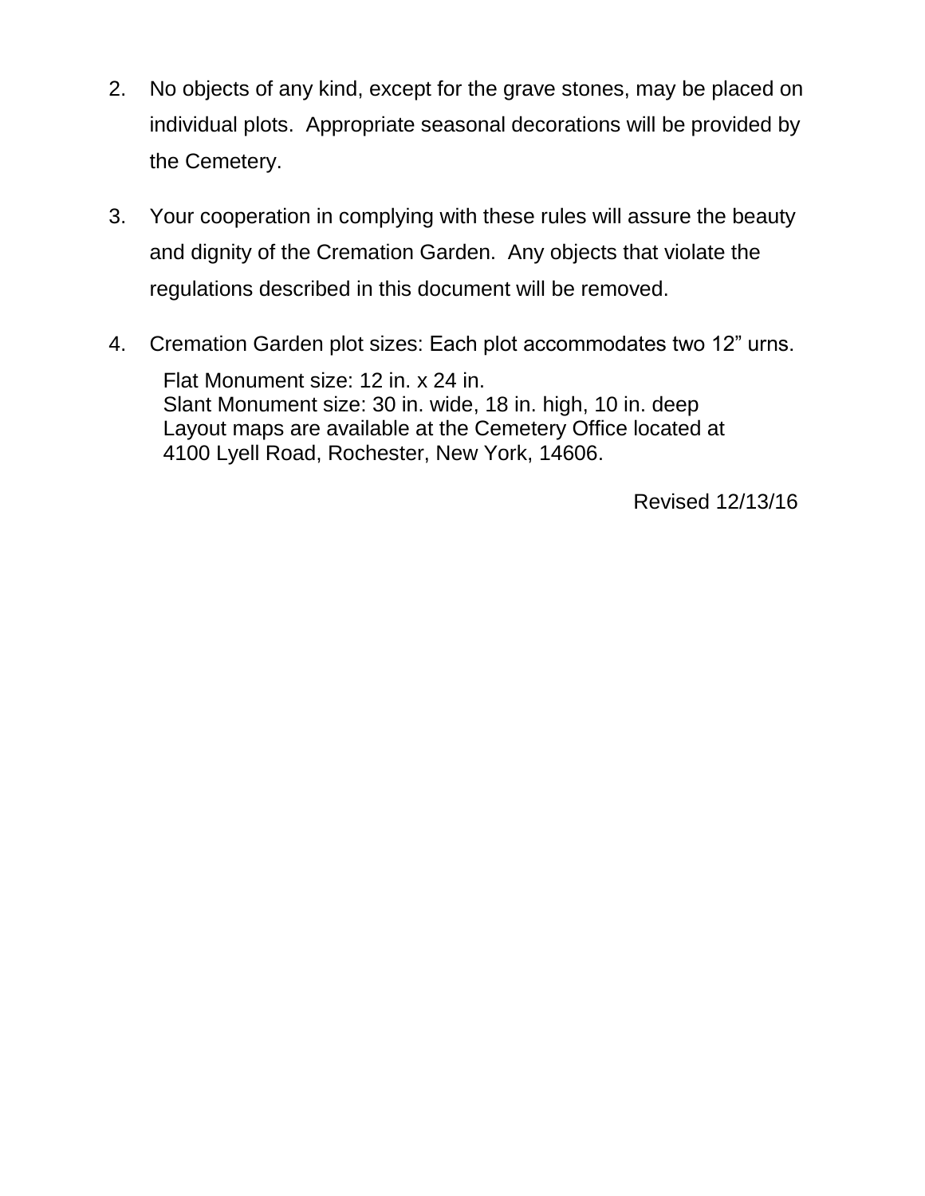2. No objects of any kind, except for the grave stones, may be placed on individual plots. Appropriate seasonal decorations will be provided by the Cemetery.

3. Your cooperation in complying with these rules will assure the beauty and dignity of the Cremation Garden. Any objects that violate the regulations described in this document will be removed.

4. Cremation Garden plot sizes: Each plot accommodates two 12" urns.

   Flat Monument size: 12 in. x 24 in.
   Slant Monument size: 30 in. wide, 18 in. high, 10 in. deep
   Layout maps are available at the Cemetery Office located at
   4100 Lyell Road, Rochester, New York, 14606.

Revised 12/13/16